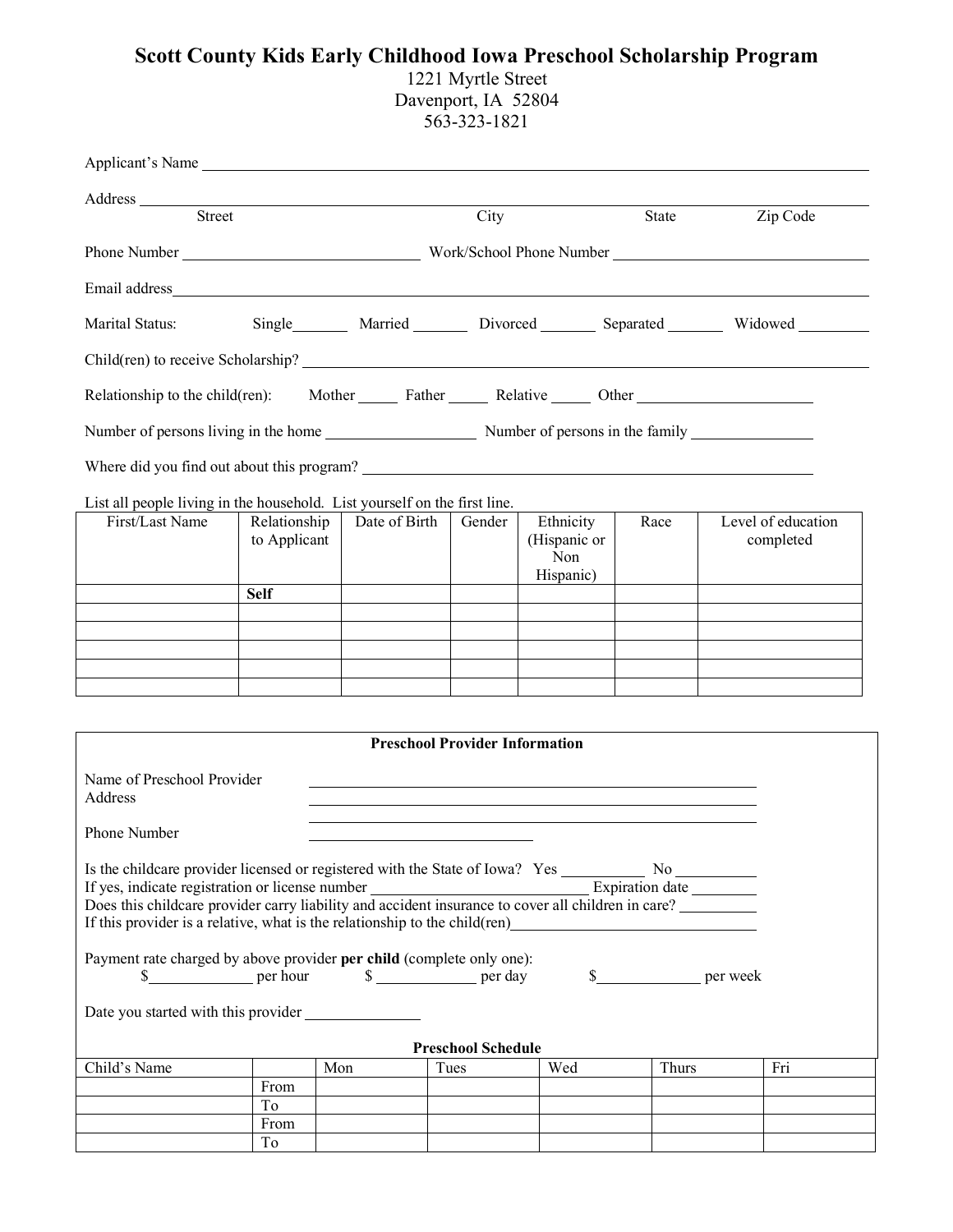# Scott County Kids Early Childhood Iowa Preschool Scholarship Program

1221 Myrtle Street
Davenport, IA 52804
563-323-1821

Applicant's Name ______________________________________________

Address ______________________________________________
Street City State Zip Code

Phone Number ____________________ Work/School Phone Number ____________________

Email address ______________________________________________

Marital Status: Single______ Married ______ Divorced ______ Separated ______ Widowed ______

Child(ren) to receive Scholarship? ______________________________________________

Relationship to the child(ren): Mother _____ Father _____ Relative _____ Other ____________

Number of persons living in the home ____________ Number of persons in the family ____________

Where did you find out about this program? ______________________________________________

List all people living in the household. List yourself on the first line.

| First/Last Name | Relationship to Applicant | Date of Birth | Gender | Ethnicity (Hispanic or Non Hispanic) | Race | Level of education completed |
|---|---|---|---|---|---|---|
| | **Self** | | | | | |
| | | | | | | |
| | | | | | | |
| | | | | | | |
| | | | | | | |
| | | | | | | |

**Preschool Provider Information**

Name of Preschool Provider ______________________________________________

Address ______________________________________________

______________________________________________

Phone Number ____________________

Is the childcare provider licensed or registered with the State of Iowa? Yes ________ No ________

If yes, indicate registration or license number ____________________ Expiration date ________

Does this childcare provider carry liability and accident insurance to cover all children in care? ________

If this provider is a relative, what is the relationship to the child(ren)____________________

Payment rate charged by above provider **per child** (complete only one):

$__________ per hour $ __________ per day $__________ per week

Date you started with this provider ____________

**Preschool Schedule**

| Child's Name | | Mon | Tues | Wed | Thurs | Fri |
|---|---|---|---|---|---|---|
| | From | | | | | |
| | To | | | | | |
| | From | | | | | |
| | To | | | | | |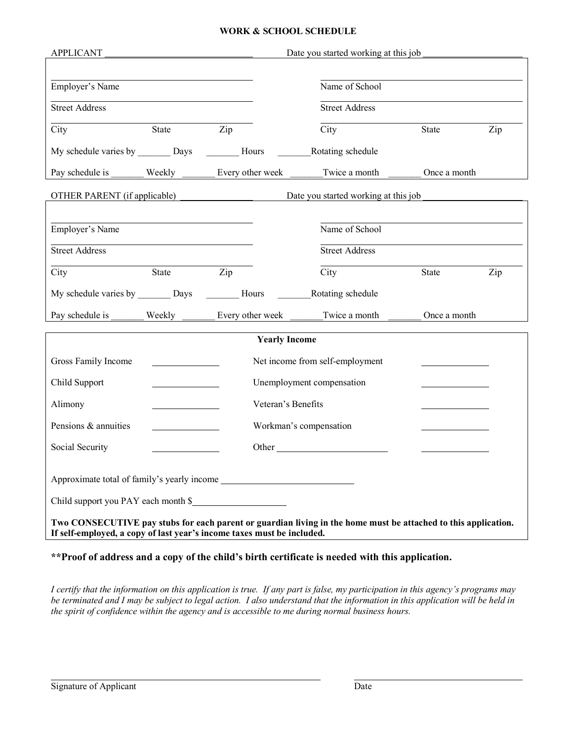# WORK & SCHOOL SCHEDULE

APPLICANT ________________________________ Date you started working at this job ______________________

| | |
|---|---|
| Employer's Name | Name of School |
| Street Address | Street Address |
| City State Zip | City State Zip |

My schedule varies by _______ Days _______ Hours _______Rotating schedule

Pay schedule is _______ Weekly _______ Every other week _______Twice a month _______ Once a month

OTHER PARENT (if applicable) _______________ Date you started working at this job ______________________

| | |
|---|---|
| Employer's Name | Name of School |
| Street Address | Street Address |
| City State Zip | City State Zip |

My schedule varies by _______ Days _______ Hours _______Rotating schedule

Pay schedule is _______ Weekly _______ Every other week _______Twice a month _______ Once a month

## Yearly Income

| | | | |
|---|---|---|---|
| Gross Family Income | ______________ | Net income from self-employment | ______________ |
| Child Support | ______________ | Unemployment compensation | ______________ |
| Alimony | ______________ | Veteran's Benefits | ______________ |
| Pensions & annuities | ______________ | Workman's compensation | ______________ |
| Social Security | ______________ | Other ________________________ | ______________ |

Approximate total of family's yearly income ____________________________

Child support you PAY each month $____________________

**Two CONSECUTIVE pay stubs for each parent or guardian living in the home must be attached to this application. If self-employed, a copy of last year's income taxes must be included.**

**\*\*Proof of address and a copy of the child's birth certificate is needed with this application.**

*I certify that the information on this application is true. If any part is false, my participation in this agency's programs may be terminated and I may be subject to legal action. I also understand that the information in this application will be held in the spirit of confidence within the agency and is accessible to me during normal business hours.*

_______________________________________________ ______________________________

Signature of Applicant Date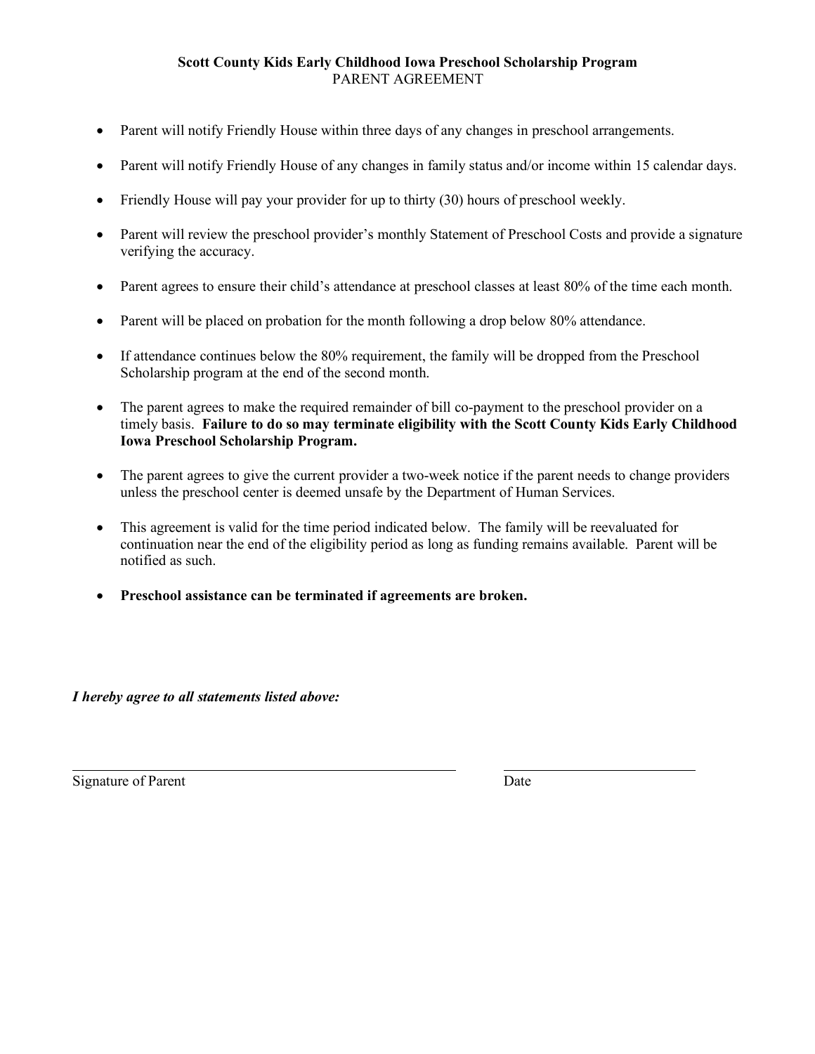**Scott County Kids Early Childhood Iowa Preschool Scholarship Program**
PARENT AGREEMENT

- Parent will notify Friendly House within three days of any changes in preschool arrangements.
- Parent will notify Friendly House of any changes in family status and/or income within 15 calendar days.
- Friendly House will pay your provider for up to thirty (30) hours of preschool weekly.
- Parent will review the preschool provider's monthly Statement of Preschool Costs and provide a signature verifying the accuracy.
- Parent agrees to ensure their child's attendance at preschool classes at least 80% of the time each month.
- Parent will be placed on probation for the month following a drop below 80% attendance.
- If attendance continues below the 80% requirement, the family will be dropped from the Preschool Scholarship program at the end of the second month.
- The parent agrees to make the required remainder of bill co-payment to the preschool provider on a timely basis. **Failure to do so may terminate eligibility with the Scott County Kids Early Childhood Iowa Preschool Scholarship Program.**
- The parent agrees to give the current provider a two-week notice if the parent needs to change providers unless the preschool center is deemed unsafe by the Department of Human Services.
- This agreement is valid for the time period indicated below. The family will be reevaluated for continuation near the end of the eligibility period as long as funding remains available. Parent will be notified as such.
- **Preschool assistance can be terminated if agreements are broken.**

***I hereby agree to all statements listed above:***

_______________________________________________ ________________________
Signature of Parent Date